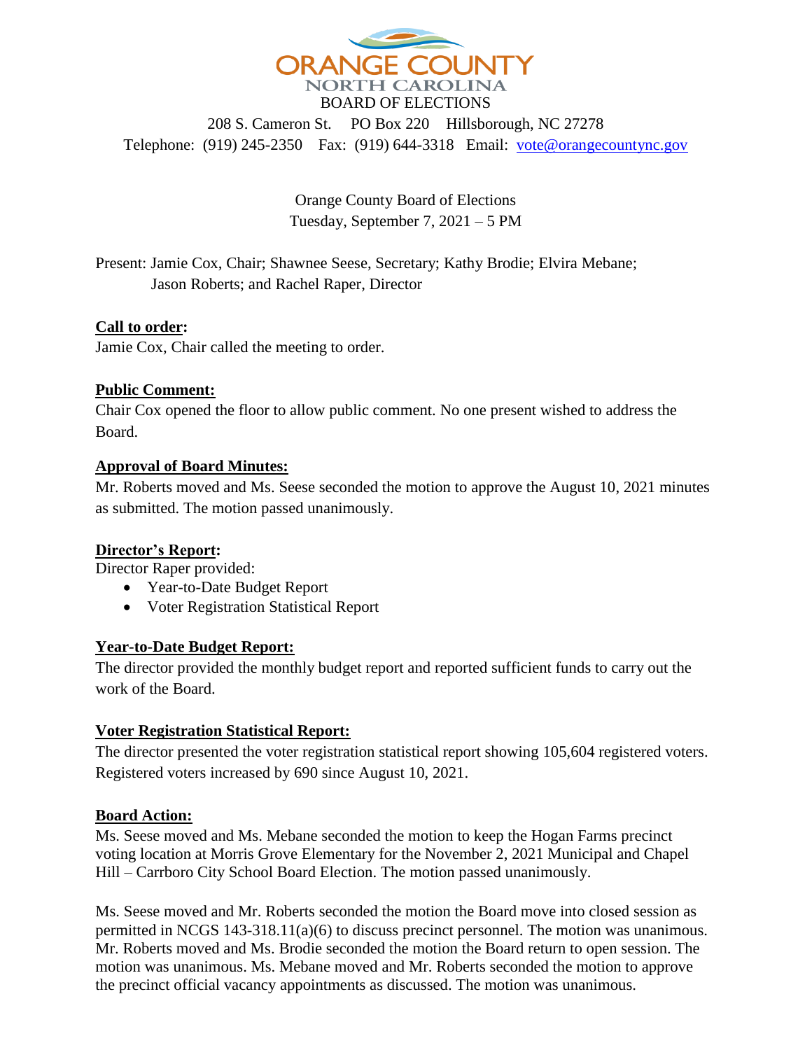# ORANGE COUNTY

NORTH CAROLINA

BOARD OF ELECTIONS

208 S. Cameron St. PO Box 220 Hillsborough, NC 27278

Telephone: (919) 245-2350 Fax: (919) 644-3318 Email: vote@orangecountync.gov

Orange County Board of Elections
Tuesday, September 7, 2021 – 5 PM

Present: Jamie Cox, Chair; Shawnee Seese, Secretary; Kathy Brodie; Elvira Mebane; Jason Roberts; and Rachel Raper, Director

**Call to order:**

Jamie Cox, Chair called the meeting to order.

**Public Comment:**

Chair Cox opened the floor to allow public comment. No one present wished to address the Board.

**Approval of Board Minutes:**

Mr. Roberts moved and Ms. Seese seconded the motion to approve the August 10, 2021 minutes as submitted. The motion passed unanimously.

**Director's Report:**

Director Raper provided:

- Year-to-Date Budget Report
- Voter Registration Statistical Report

**Year-to-Date Budget Report:**

The director provided the monthly budget report and reported sufficient funds to carry out the work of the Board.

**Voter Registration Statistical Report:**

The director presented the voter registration statistical report showing 105,604 registered voters. Registered voters increased by 690 since August 10, 2021.

**Board Action:**

Ms. Seese moved and Ms. Mebane seconded the motion to keep the Hogan Farms precinct voting location at Morris Grove Elementary for the November 2, 2021 Municipal and Chapel Hill – Carrboro City School Board Election. The motion passed unanimously.

Ms. Seese moved and Mr. Roberts seconded the motion the Board move into closed session as permitted in NCGS 143-318.11(a)(6) to discuss precinct personnel. The motion was unanimous. Mr. Roberts moved and Ms. Brodie seconded the motion the Board return to open session. The motion was unanimous. Ms. Mebane moved and Mr. Roberts seconded the motion to approve the precinct official vacancy appointments as discussed. The motion was unanimous.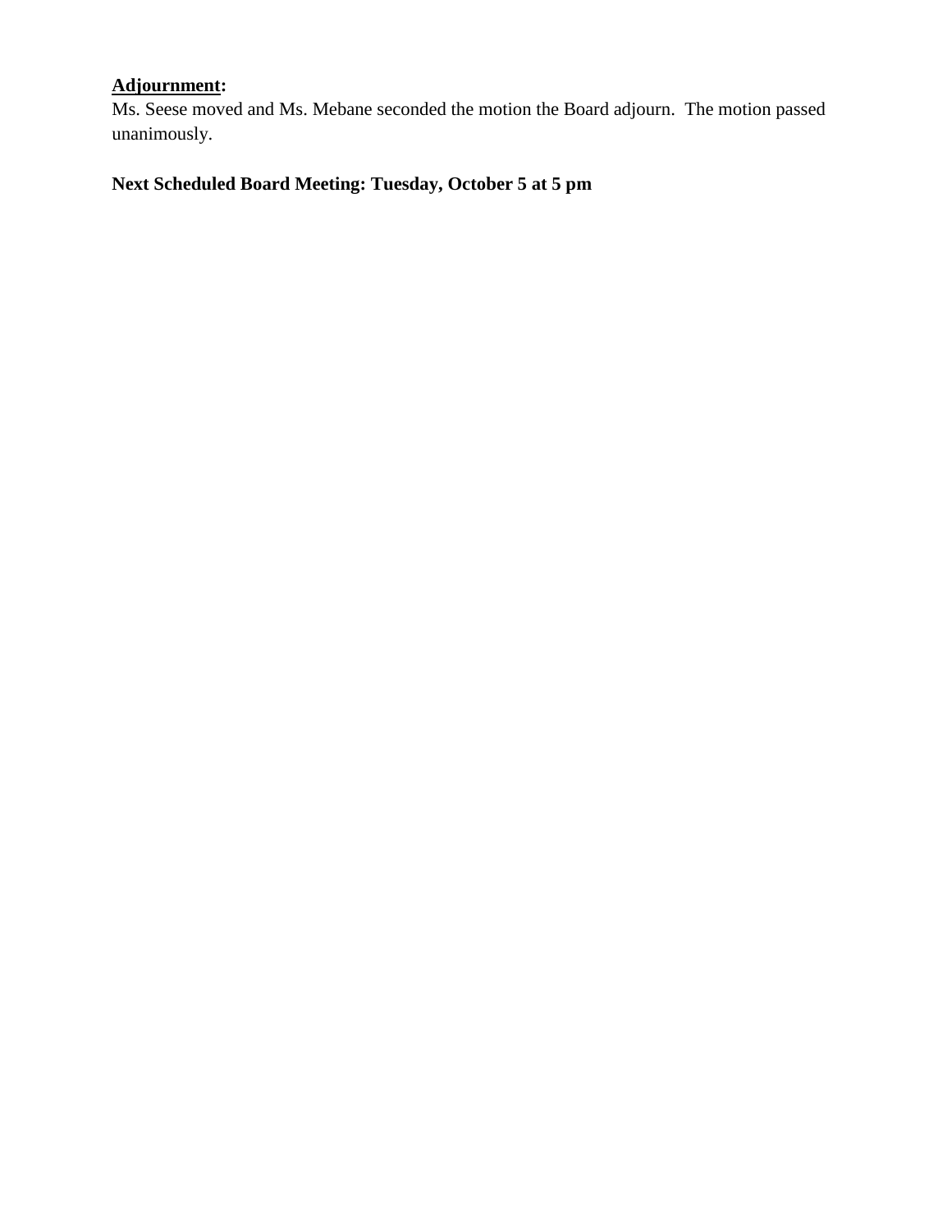**<u>Adjournment</u>:**
Ms. Seese moved and Ms. Mebane seconded the motion the Board adjourn.  The motion passed unanimously.

**Next Scheduled Board Meeting: Tuesday, October 5 at 5 pm**